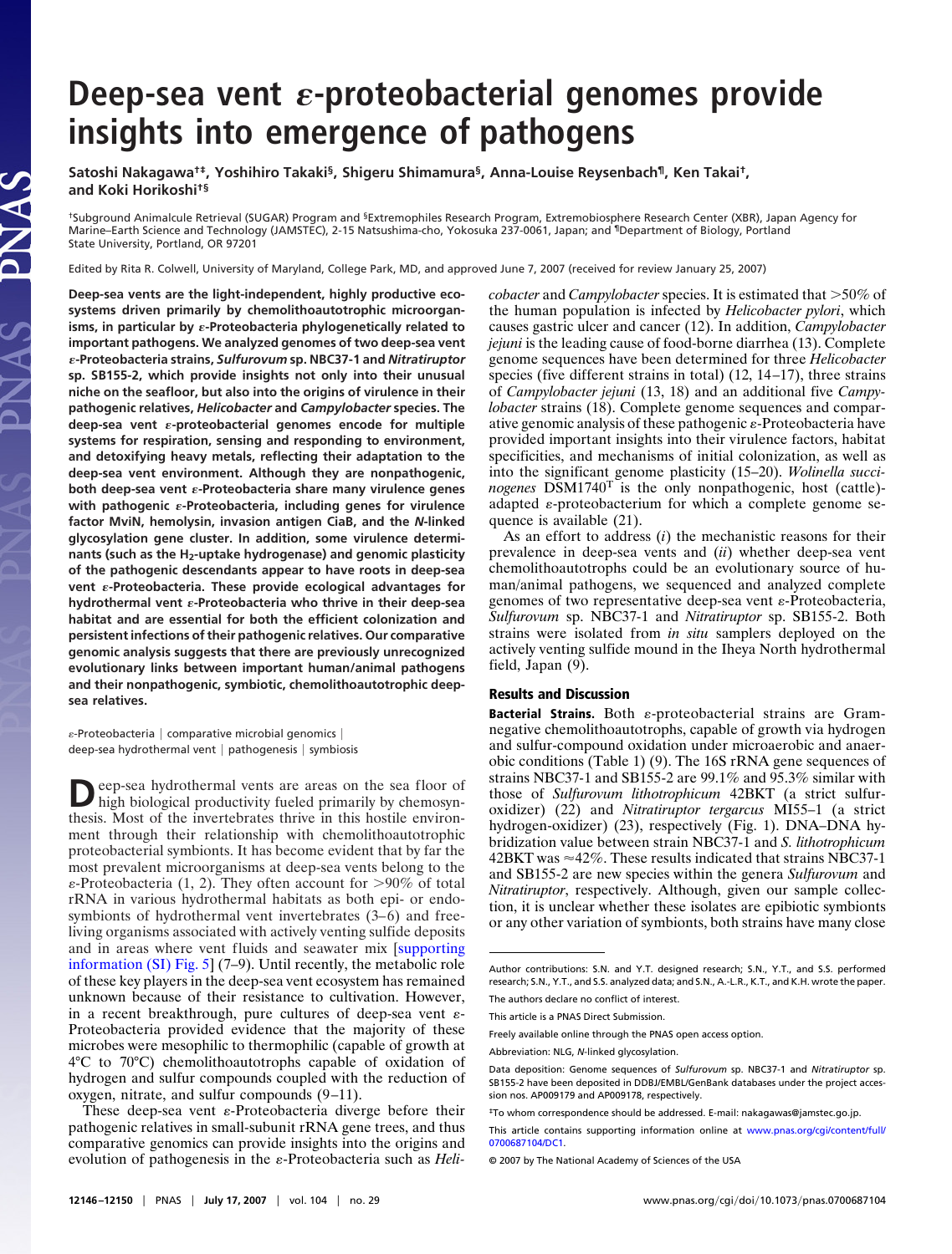# Deep-sea vent ε-proteobacterial genomes provide insights into emergence of pathogens

Satoshi Nakagawa[†‡], Yoshihiro Takaki[§], Shigeru Shimamura[§], Anna-Louise Reysenbach[¶], Ken Takai[†], and Koki Horikoshi[†§]

[†]Subground Animalcule Retrieval (SUGAR) Program and [§]Extremophiles Research Program, Extremobiosphere Research Center (XBR), Japan Agency for Marine–Earth Science and Technology (JAMSTEC), 2-15 Natsushima-cho, Yokosuka 237-0061, Japan; and [¶]Department of Biology, Portland State University, Portland, OR 97201

Edited by Rita R. Colwell, University of Maryland, College Park, MD, and approved June 7, 2007 (received for review January 25, 2007)

**Deep-sea vents are the light-independent, highly productive ecosystems driven primarily by chemolithoautotrophic microorganisms, in particular by ε-Proteobacteria phylogenetically related to important pathogens. We analyzed genomes of two deep-sea vent ε-Proteobacteria strains, *Sulfurovum* sp. NBC37-1 and *Nitratiruptor* sp. SB155-2, which provide insights not only into their unusual niche on the seafloor, but also into the origins of virulence in their pathogenic relatives, *Helicobacter* and *Campylobacter* species. The deep-sea vent ε-proteobacterial genomes encode for multiple systems for respiration, sensing and responding to environment, and detoxifying heavy metals, reflecting their adaptation to the deep-sea vent environment. Although they are nonpathogenic, both deep-sea vent ε-Proteobacteria share many virulence genes with pathogenic ε-Proteobacteria, including genes for virulence factor MviN, hemolysin, invasion antigen CiaB, and the *N*-linked glycosylation gene cluster. In addition, some virulence determinants (such as the $H_2$-uptake hydrogenase) and genomic plasticity of the pathogenic descendants appear to have roots in deep-sea vent ε-Proteobacteria. These provide ecological advantages for hydrothermal vent ε-Proteobacteria who thrive in their deep-sea habitat and are essential for both the efficient colonization and persistent infections of their pathogenic relatives. Our comparative genomic analysis suggests that there are previously unrecognized evolutionary links between important human/animal pathogens and their nonpathogenic, symbiotic, chemolithoautotrophic deep-sea relatives.**

ε-Proteobacteria | comparative microbial genomics | deep-sea hydrothermal vent | pathogenesis | symbiosis

Deep-sea hydrothermal vents are areas on the sea floor of high biological productivity fueled primarily by chemosynthesis. Most of the invertebrates thrive in this hostile environment through their relationship with chemolithoautotrophic proteobacterial symbionts. It has become evident that by far the most prevalent microorganisms at deep-sea vents belong to the ε-Proteobacteria (1, 2). They often account for >90% of total rRNA in various hydrothermal habitats as both epi- or endosymbionts of hydrothermal vent invertebrates (3–6) and free-living organisms associated with actively venting sulfide deposits and in areas where vent fluids and seawater mix [supporting information (SI) Fig. 5] (7–9). Until recently, the metabolic role of these key players in the deep-sea vent ecosystem has remained unknown because of their resistance to cultivation. However, in a recent breakthrough, pure cultures of deep-sea vent ε-Proteobacteria provided evidence that the majority of these microbes were mesophilic to thermophilic (capable of growth at 4°C to 70°C) chemolithoautotrophs capable of oxidation of hydrogen and sulfur compounds coupled with the reduction of oxygen, nitrate, and sulfur compounds (9–11).

These deep-sea vent ε-Proteobacteria diverge before their pathogenic relatives in small-subunit rRNA gene trees, and thus comparative genomics can provide insights into the origins and evolution of pathogenesis in the ε-Proteobacteria such as *Helicobacter* and *Campylobacter* species. It is estimated that >50% of the human population is infected by *Helicobacter pylori*, which causes gastric ulcer and cancer (12). In addition, *Campylobacter jejuni* is the leading cause of food-borne diarrhea (13). Complete genome sequences have been determined for three *Helicobacter* species (five different strains in total) (12, 14–17), three strains of *Campylobacter jejuni* (13, 18) and an additional five *Campylobacter* strains (18). Complete genome sequences and comparative genomic analysis of these pathogenic ε-Proteobacteria have provided important insights into their virulence factors, habitat specificities, and mechanisms of initial colonization, as well as into the significant genome plasticity (15–20). *Wolinella succinogenes* DSM1740$^T$ is the only nonpathogenic, host (cattle)-adapted ε-proteobacterium for which a complete genome sequence is available (21).

As an effort to address (*i*) the mechanistic reasons for their prevalence in deep-sea vents and (*ii*) whether deep-sea vent chemolithoautotrophs could be an evolutionary source of human/animal pathogens, we sequenced and analyzed complete genomes of two representative deep-sea vent ε-Proteobacteria, *Sulfurovum* sp. NBC37-1 and *Nitratiruptor* sp. SB155-2. Both strains were isolated from *in situ* samplers deployed on the actively venting sulfide mound in the Iheya North hydrothermal field, Japan (9).

## Results and Discussion

**Bacterial Strains.** Both ε-proteobacterial strains are Gram-negative chemolithoautotrophs, capable of growth via hydrogen and sulfur-compound oxidation under microaerobic and anaerobic conditions (Table 1) (9). The 16S rRNA gene sequences of strains NBC37-1 and SB155-2 are 99.1% and 95.3% similar with those of *Sulfurovum lithotrophicum* 42BKT (a strict sulfur-oxidizer) (22) and *Nitratiruptor tergarcus* MI55–1 (a strict hydrogen-oxidizer) (23), respectively (Fig. 1). DNA–DNA hybridization value between strain NBC37-1 and *S. lithotrophicum* 42BKT was ≈42%. These results indicated that strains NBC37-1 and SB155-2 are new species within the genera *Sulfurovum* and *Nitratiruptor*, respectively. Although, given our sample collection, it is unclear whether these isolates are epibiotic symbionts or any other variation of symbionts, both strains have many close

---

Author contributions: S.N. and Y.T. designed research; S.N., Y.T., and S.S. performed research; S.N., Y.T., and S.S. analyzed data; and S.N., A.-L.R., K.T., and K.H. wrote the paper.

The authors declare no conflict of interest.

This article is a PNAS Direct Submission.

Freely available online through the PNAS open access option.

Abbreviation: NLG, *N*-linked glycosylation.

Data deposition: Genome sequences of *Sulfurovum* sp. NBC37-1 and *Nitratiruptor* sp. SB155-2 have been deposited in DDBJ/EMBL/GenBank databases under the project accession nos. AP009179 and AP009178, respectively.

[‡]To whom correspondence should be addressed. E-mail: nakagawas@jamstec.go.jp.

This article contains supporting information online at www.pnas.org/cgi/content/full/0700687104/DC1.

© 2007 by The National Academy of Sciences of the USA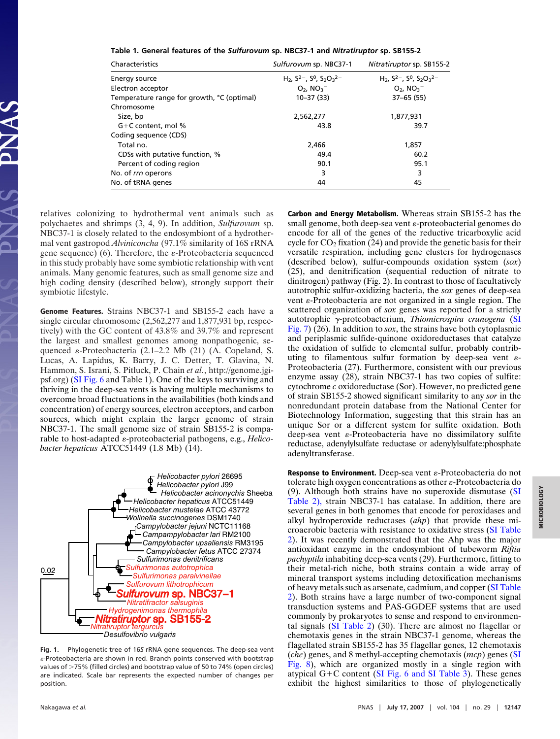**Table 1. General features of the *Sulfurovum* sp. NBC37-1 and *Nitratiruptor* sp. SB155-2**

| Characteristics | *Sulfurovum* sp. NBC37-1 | *Nitratiruptor* sp. SB155-2 |
|---|---|---|
| Energy source | $H_2$, $S^{2-}$, $S^0$, $S_2O_3^{2-}$ | $H_2$, $S^{2-}$, $S^0$, $S_2O_3^{2-}$ |
| Electron acceptor | $O_2$, $NO_3^-$ | $O_2$, $NO_3^-$ |
| Temperature range for growth, °C (optimal) | 10–37 (33) | 37–65 (55) |
| Chromosome | | |
| Size, bp | 2,562,277 | 1,877,931 |
| G+C content, mol % | 43.8 | 39.7 |
| Coding sequence (CDS) | | |
| Total no. | 2,466 | 1,857 |
| CDSs with putative function, % | 49.4 | 60.2 |
| Percent of coding region | 90.1 | 95.1 |
| No. of *rrn* operons | 3 | 3 |
| No. of tRNA genes | 44 | 45 |

relatives colonizing to hydrothermal vent animals such as polychaetes and shrimps (3, 4, 9). In addition, *Sulfurovum* sp. NBC37-1 is closely related to the endosymbiont of a hydrothermal vent gastropod *Alviniconcha* (97.1% similarity of 16S rRNA gene sequence) (6). Therefore, the ε-Proteobacteria sequenced in this study probably have some symbiotic relationship with vent animals. Many genomic features, such as small genome size and high coding density (described below), strongly support their symbiotic lifestyle.

**Genome Features.** Strains NBC37-1 and SB155-2 each have a single circular chromosome (2,562,277 and 1,877,931 bp, respectively) with the GC content of 43.8% and 39.7% and represent the largest and smallest genomes among nonpathogenic, sequenced ε-Proteobacteria (2.1–2.2 Mb) (21) (A. Copeland, S. Lucas, A. Lapidus, K. Barry, J. C. Detter, T. Glavina, N. Hammon, S. Israni, S. Pitluck, P. Chain *et al.*, http://genome.jgi-psf.org) (SI Fig. 6 and Table 1). One of the keys to surviving and thriving in the deep-sea vents is having multiple mechanisms to overcome broad fluctuations in the availabilities (both kinds and concentration) of energy sources, electron acceptors, and carbon sources, which might explain the larger genome of strain NBC37-1. The small genome size of strain SB155-2 is comparable to host-adapted ε-proteobacterial pathogens, e.g., *Helicobacter hepaticus* ATCC51449 (1.8 Mb) (14).

Fig. 1. Phylogenetic tree of 16S rRNA gene sequences. The deep-sea vent ε-Proteobacteria are shown in red. Branch points conserved with bootstrap values of >75% (filled circles) and bootstrap value of 50 to 74% (open circles) are indicated. Scale bar represents the expected number of changes per position.

**Carbon and Energy Metabolism.** Whereas strain SB155-2 has the small genome, both deep-sea vent ε-proteobacterial genomes do encode for all of the genes of the reductive tricarboxylic acid cycle for $CO_2$ fixation (24) and provide the genetic basis for their versatile respiration, including gene clusters for hydrogenases (described below), sulfur-compounds oxidation system (*sox*) (25), and denitrification (sequential reduction of nitrate to dinitrogen) pathway (Fig. 2). In contrast to those of facultatively autotrophic sulfur-oxidizing bacteria, the *sox* genes of deep-sea vent ε-Proteobacteria are not organized in a single region. The scattered organization of *sox* genes was reported for a strictly autotrophic γ-proteobacterium, *Thiomicrospira crunogena* (SI Fig. 7) (26). In addition to *sox*, the strains have both cytoplasmic and periplasmic sulfide-quinone oxidoreductases that catalyze the oxidation of sulfide to elemental sulfur, probably contributing to filamentous sulfur formation by deep-sea vent ε-Proteobacteria (27). Furthermore, consistent with our previous enzyme assay (28), strain NBC37-1 has two copies of sulfite:cytochrome *c* oxidoreductase (Sor). However, no predicted gene of strain SB155-2 showed significant similarity to any *sor* in the nonredundant protein database from the National Center for Biotechnology Information, suggesting that this strain has an unique Sor or a different system for sulfite oxidation. Both deep-sea vent ε-Proteobacteria have no dissimilatory sulfite reductase, adenylylsulfate reductase or adenylylsulfate:phosphate adenyltransferase.

**Response to Environment.** Deep-sea vent ε-Proteobacteria do not tolerate high oxygen concentrations as other ε-Proteobacteria do (9). Although both strains have no superoxide dismutase (SI Table 2), strain NBC37-1 has catalase. In addition, there are several genes in both genomes that encode for peroxidases and alkyl hydroperoxide reductases (*ahp*) that provide these microaerobic bacteria with resistance to oxidative stress (SI Table 2). It was recently demonstrated that the Ahp was the major antioxidant enzyme in the endosymbiont of tubeworm *Riftia pachyptila* inhabiting deep-sea vents (29). Furthermore, fitting to their metal-rich niche, both strains contain a wide array of mineral transport systems including detoxification mechanisms of heavy metals such as arsenate, cadmium, and copper (SI Table 2). Both strains have a large number of two-component signal transduction systems and PAS-GGDEF systems that are used commonly by prokaryotes to sense and respond to environmental signals (SI Table 2) (30). There are almost no flagellar or chemotaxis genes in the strain NBC37-1 genome, whereas the flagellated strain SB155-2 has 35 flagellar genes, 12 chemotaxis (*che*) genes, and 8 methyl-accepting chemotaxis (*mcp*) genes (SI Fig. 8), which are organized mostly in a single region with atypical G+C content (SI Fig. 6 and SI Table 3). These genes exhibit the highest similarities to those of phylogenetically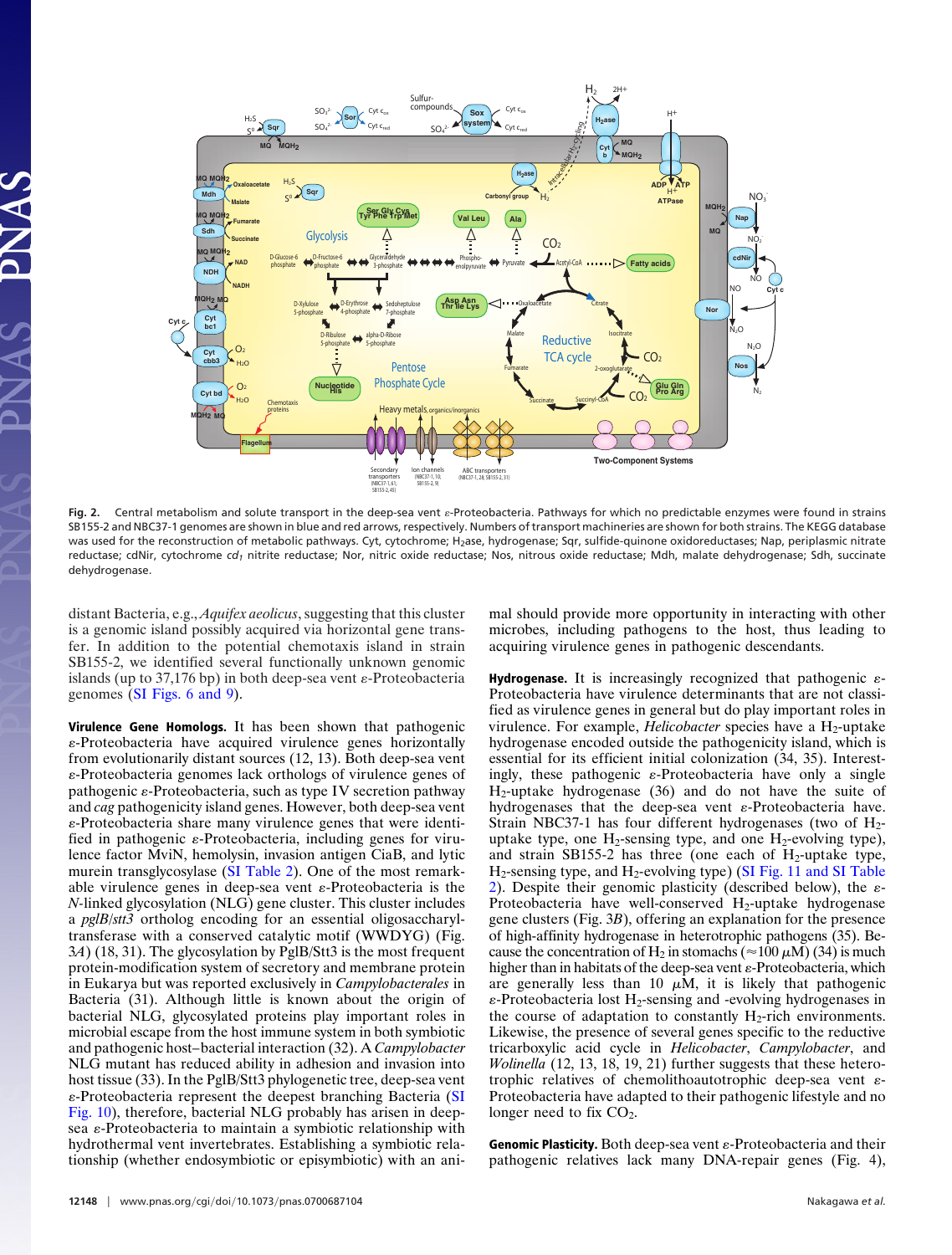Fig. 2. Central metabolism and solute transport in the deep-sea vent ε-Proteobacteria. Pathways for which no predictable enzymes were found in strains SB155-2 and NBC37-1 genomes are shown in blue and red arrows, respectively. Numbers of transport machineries are shown for both strains. The KEGG database was used for the reconstruction of metabolic pathways. Cyt, cytochrome; $H_2$ase, hydrogenase; Sqr, sulfide-quinone oxidoreductases; Nap, periplasmic nitrate reductase; cdNir, cytochrome $cd_1$ nitrite reductase; Nor, nitric oxide reductase; Nos, nitrous oxide reductase; Mdh, malate dehydrogenase; Sdh, succinate dehydrogenase.

distant Bacteria, e.g., *Aquifex aeolicus*, suggesting that this cluster is a genomic island possibly acquired via horizontal gene transfer. In addition to the potential chemotaxis island in strain SB155-2, we identified several functionally unknown genomic islands (up to 37,176 bp) in both deep-sea vent ε-Proteobacteria genomes (SI Figs. 6 and 9).

**Virulence Gene Homologs.** It has been shown that pathogenic ε-Proteobacteria have acquired virulence genes horizontally from evolutionarily distant sources (12, 13). Both deep-sea vent ε-Proteobacteria genomes lack orthologs of virulence genes of pathogenic ε-Proteobacteria, such as type IV secretion pathway and *cag* pathogenicity island genes. However, both deep-sea vent ε-Proteobacteria share many virulence genes that were identified in pathogenic ε-Proteobacteria, including genes for virulence factor MviN, hemolysin, invasion antigen CiaB, and lytic murein transglycosylase (SI Table 2). One of the most remarkable virulence genes in deep-sea vent ε-Proteobacteria is the *N*-linked glycosylation (NLG) gene cluster. This cluster includes a *pglB*/*stt3* ortholog encoding for an essential oligosaccharyltransferase with a conserved catalytic motif (WWDYG) (Fig. 3*A*) (18, 31). The glycosylation by PglB/Stt3 is the most frequent protein-modification system of secretory and membrane protein in Eukarya but was reported exclusively in *Campylobacterales* in Bacteria (31). Although little is known about the origin of bacterial NLG, glycosylated proteins play important roles in microbial escape from the host immune system in both symbiotic and pathogenic host–bacterial interaction (32). A *Campylobacter* NLG mutant has reduced ability in adhesion and invasion into host tissue (33). In the PglB/Stt3 phylogenetic tree, deep-sea vent ε-Proteobacteria represent the deepest branching Bacteria (SI Fig. 10), therefore, bacterial NLG probably has arisen in deep-sea ε-Proteobacteria to maintain a symbiotic relationship with hydrothermal vent invertebrates. Establishing a symbiotic relationship (whether endosymbiotic or episymbiotic) with an animal should provide more opportunity in interacting with other microbes, including pathogens to the host, thus leading to acquiring virulence genes in pathogenic descendants.

**Hydrogenase.** It is increasingly recognized that pathogenic ε-Proteobacteria have virulence determinants that are not classified as virulence genes in general but do play important roles in virulence. For example, *Helicobacter* species have a $H_2$-uptake hydrogenase encoded outside the pathogenicity island, which is essential for its efficient initial colonization (34, 35). Interestingly, these pathogenic ε-Proteobacteria have only a single $H_2$-uptake hydrogenase (36) and do not have the suite of hydrogenases that the deep-sea vent ε-Proteobacteria have. Strain NBC37-1 has four different hydrogenases (two of $H_2$-uptake type, one $H_2$-sensing type, and one $H_2$-evolving type), and strain SB155-2 has three (one each of $H_2$-uptake type, $H_2$-sensing type, and $H_2$-evolving type) (SI Fig. 11 and SI Table 2). Despite their genomic plasticity (described below), the ε-Proteobacteria have well-conserved $H_2$-uptake hydrogenase gene clusters (Fig. 3*B*), offering an explanation for the presence of high-affinity hydrogenase in heterotrophic pathogens (35). Because the concentration of $H_2$ in stomachs ($\approx 100\ \mu M$) (34) is much higher than in habitats of the deep-sea vent ε-Proteobacteria, which are generally less than $10\ \mu M$, it is likely that pathogenic ε-Proteobacteria lost $H_2$-sensing and -evolving hydrogenases in the course of adaptation to constantly $H_2$-rich environments. Likewise, the presence of several genes specific to the reductive tricarboxylic acid cycle in *Helicobacter*, *Campylobacter*, and *Wolinella* (12, 13, 18, 19, 21) further suggests that these heterotrophic relatives of chemolithoautotrophic deep-sea vent ε-Proteobacteria have adapted to their pathogenic lifestyle and no longer need to fix $CO_2$.

**Genomic Plasticity.** Both deep-sea vent ε-Proteobacteria and their pathogenic relatives lack many DNA-repair genes (Fig. 4),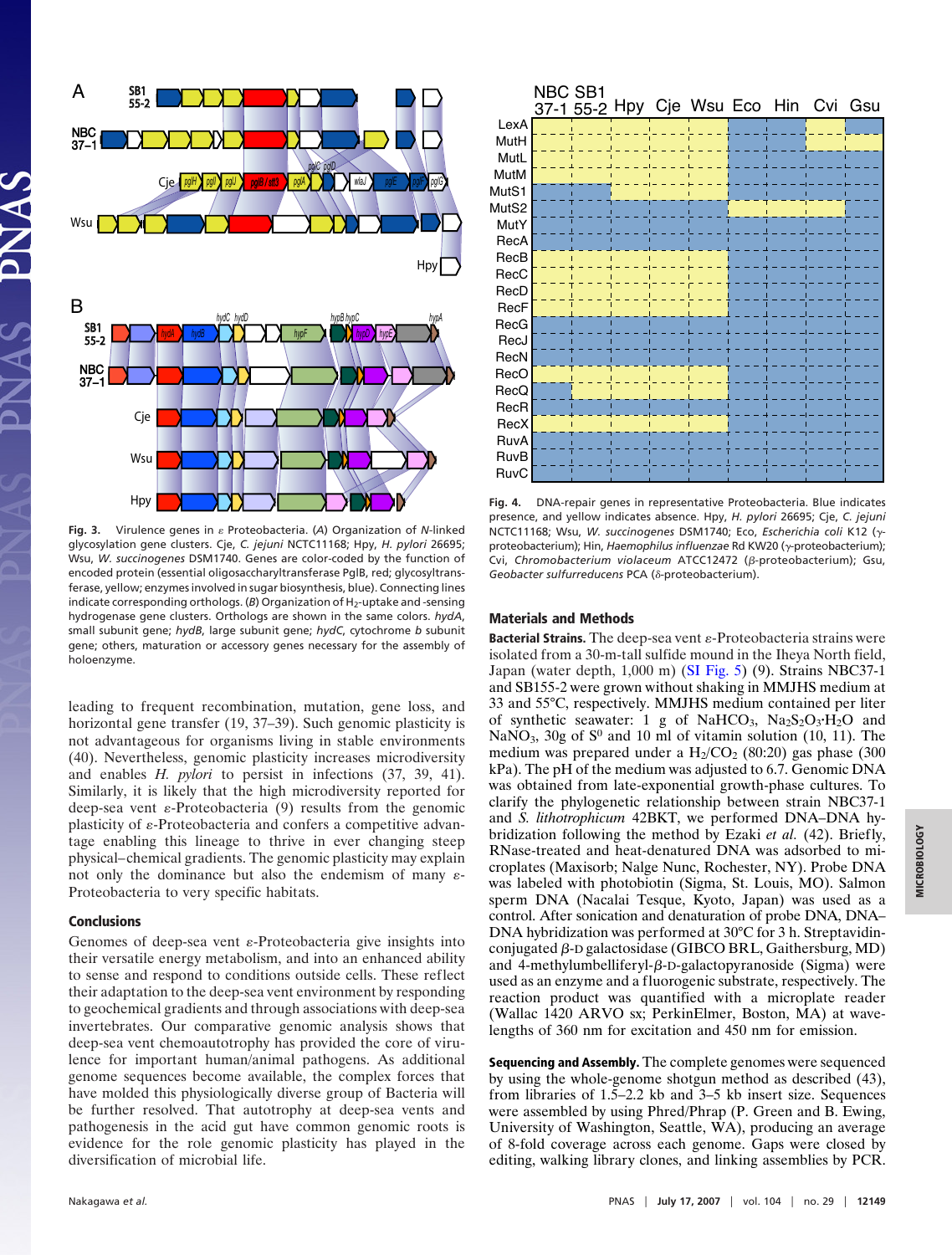**Fig. 3.** Virulence genes in ε Proteobacteria. (*A*) Organization of *N*-linked glycosylation gene clusters. Cje, *C. jejuni* NCTC11168; Hpy, *H. pylori* 26695; Wsu, *W. succinogenes* DSM1740. Genes are color-coded by the function of encoded protein (essential oligosaccharyltransferase PglB, red; glycosyltransferase, yellow; enzymes involved in sugar biosynthesis, blue). Connecting lines indicate corresponding orthologs. (*B*) Organization of $H_2$-uptake and -sensing hydrogenase gene clusters. Orthologs are shown in the same colors. *hydA*, small subunit gene; *hydB*, large subunit gene; *hydC*, cytochrome *b* subunit gene; others, maturation or accessory genes necessary for the assembly of holoenzyme.

leading to frequent recombination, mutation, gene loss, and horizontal gene transfer (19, 37–39). Such genomic plasticity is not advantageous for organisms living in stable environments (40). Nevertheless, genomic plasticity increases microdiversity and enables *H. pylori* to persist in infections (37, 39, 41). Similarly, it is likely that the high microdiversity reported for deep-sea vent ε-Proteobacteria (9) results from the genomic plasticity of ε-Proteobacteria and confers a competitive advantage enabling this lineage to thrive in ever changing steep physical–chemical gradients. The genomic plasticity may explain not only the dominance but also the endemism of many ε-Proteobacteria to very specific habitats.

## Conclusions

Genomes of deep-sea vent ε-Proteobacteria give insights into their versatile energy metabolism, and into an enhanced ability to sense and respond to conditions outside cells. These reflect their adaptation to the deep-sea vent environment by responding to geochemical gradients and through associations with deep-sea invertebrates. Our comparative genomic analysis shows that deep-sea vent chemoautotrophy has provided the core of virulence for important human/animal pathogens. As additional genome sequences become available, the complex forces that have molded this physiologically diverse group of Bacteria will be further resolved. That autotrophy at deep-sea vents and pathogenesis in the acid gut have common genomic roots is evidence for the role genomic plasticity has played in the diversification of microbial life.

**Fig. 4.** DNA-repair genes in representative Proteobacteria. Blue indicates presence, and yellow indicates absence. Hpy, *H. pylori* 26695; Cje, *C. jejuni* NCTC11168; Wsu, *W. succinogenes* DSM1740; Eco, *Escherichia coli* K12 (γ-proteobacterium); Hin, *Haemophilus influenzae* Rd KW20 (γ-proteobacterium); Cvi, *Chromobacterium violaceum* ATCC12472 (β-proteobacterium); Gsu, *Geobacter sulfurreducens* PCA (δ-proteobacterium).

## Materials and Methods

**Bacterial Strains.** The deep-sea vent ε-Proteobacteria strains were isolated from a 30-m-tall sulfide mound in the Iheya North field, Japan (water depth, 1,000 m) (SI Fig. 5) (9). Strains NBC37-1 and SB155-2 were grown without shaking in MMJHS medium at 33 and 55°C, respectively. MMJHS medium contained per liter of synthetic seawater: 1 g of $NaHCO_3$, $Na_2S_2O_3{\cdot}H_2O$ and $NaNO_3$, 30g of $S^0$ and 10 ml of vitamin solution (10, 11). The medium was prepared under a $H_2/CO_2$ (80:20) gas phase (300 kPa). The pH of the medium was adjusted to 6.7. Genomic DNA was obtained from late-exponential growth-phase cultures. To clarify the phylogenetic relationship between strain NBC37-1 and *S. lithotrophicum* 42BKT, we performed DNA–DNA hybridization following the method by Ezaki *et al.* (42). Briefly, RNase-treated and heat-denatured DNA was adsorbed to microplates (Maxisorb; Nalge Nunc, Rochester, NY). Probe DNA was labeled with photobiotin (Sigma, St. Louis, MO). Salmon sperm DNA (Nacalai Tesque, Kyoto, Japan) was used as a control. After sonication and denaturation of probe DNA, DNA–DNA hybridization was performed at 30°C for 3 h. Streptavidin-conjugated β-D galactosidase (GIBCO BRL, Gaithersburg, MD) and 4-methylumbelliferyl-β-D-galactopyranoside (Sigma) were used as an enzyme and a fluorogenic substrate, respectively. The reaction product was quantified with a microplate reader (Wallac 1420 ARVO sx; PerkinElmer, Boston, MA) at wavelengths of 360 nm for excitation and 450 nm for emission.

**Sequencing and Assembly.** The complete genomes were sequenced by using the whole-genome shotgun method as described (43), from libraries of 1.5–2.2 kb and 3–5 kb insert size. Sequences were assembled by using Phred/Phrap (P. Green and B. Ewing, University of Washington, Seattle, WA), producing an average of 8-fold coverage across each genome. Gaps were closed by editing, walking library clones, and linking assemblies by PCR.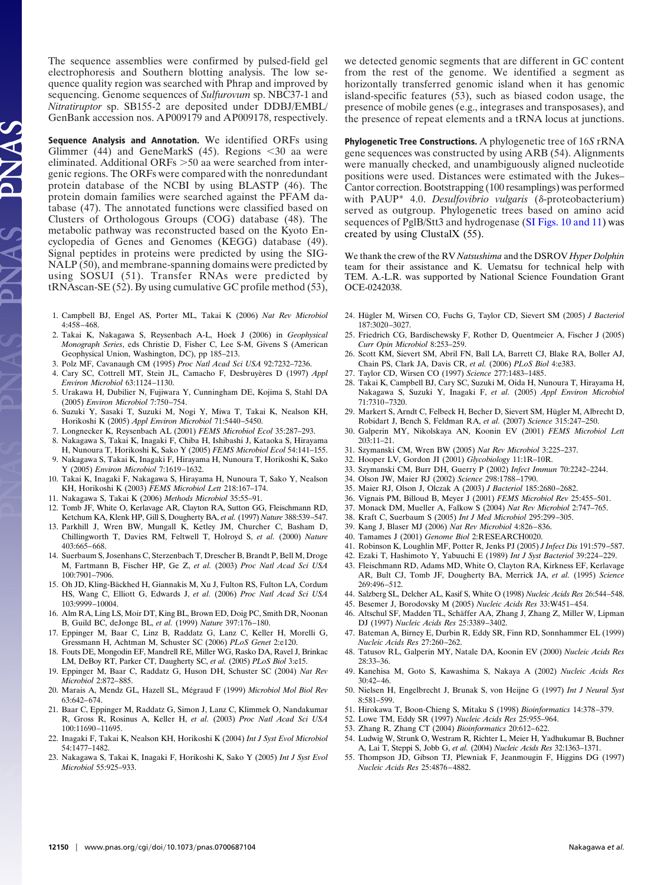The sequence assemblies were confirmed by pulsed-field gel electrophoresis and Southern blotting analysis. The low sequence quality region was searched with Phrap and improved by sequencing. Genome sequences of *Sulfurovum* sp. NBC37-1 and *Nitratiruptor* sp. SB155-2 are deposited under DDBJ/EMBL/GenBank accession nos. AP009179 and AP009178, respectively.

**Sequence Analysis and Annotation.** We identified ORFs using Glimmer (44) and GeneMarkS (45). Regions <30 aa were eliminated. Additional ORFs >50 aa were searched from intergenic regions. The ORFs were compared with the nonredundant protein database of the NCBI by using BLASTP (46). The protein domain families were searched against the PFAM database (47). The annotated functions were classified based on Clusters of Orthologous Groups (COG) database (48). The metabolic pathway was reconstructed based on the Kyoto Encyclopedia of Genes and Genomes (KEGG) database (49). Signal peptides in proteins were predicted by using the SIGNALP (50), and membrane-spanning domains were predicted by using SOSUI (51). Transfer RNAs were predicted by tRNAscan-SE (52). By using cumulative GC profile method (53), we detected genomic segments that are different in GC content from the rest of the genome. We identified a segment as horizontally transferred genomic island when it has genomic island-specific features (53), such as biased codon usage, the presence of mobile genes (e.g., integrases and transposases), and the presence of repeat elements and a tRNA locus at junctions.

**Phylogenetic Tree Constructions.** A phylogenetic tree of 16*S* rRNA gene sequences was constructed by using ARB (54). Alignments were manually checked, and unambiguously aligned nucleotide positions were used. Distances were estimated with the Jukes–Cantor correction. Bootstrapping (100 resamplings) was performed with PAUP* 4.0. *Desulfovibrio vulgaris* (δ-proteobacterium) served as outgroup. Phylogenetic trees based on amino acid sequences of PglB/Stt3 and hydrogenase (SI Figs. 10 and 11) was created by using ClustalX (55).

We thank the crew of the RV *Natsushima* and the DSROV *Hyper Dolphin* team for their assistance and K. Uematsu for technical help with TEM. A.-L.R. was supported by National Science Foundation Grant OCE-0242038.

1. Campbell BJ, Engel AS, Porter ML, Takai K (2006) *Nat Rev Microbiol* 4:458–468.
2. Takai K, Nakagawa S, Reysenbach A-L, Hoek J (2006) in *Geophysical Monograph Series*, eds Christie D, Fisher C, Lee S-M, Givens S (American Geophysical Union, Washington, DC), pp 185–213.
3. Polz MF, Cavanaugh CM (1995) *Proc Natl Acad Sci USA* 92:7232–7236.
4. Cary SC, Cottrell MT, Stein JL, Camacho F, Desbruyères D (1997) *Appl Environ Microbiol* 63:1124–1130.
5. Urakawa H, Dubilier N, Fujiwara Y, Cunningham DE, Kojima S, Stahl DA (2005) *Environ Microbiol* 7:750–754.
6. Suzuki Y, Sasaki T, Suzuki M, Nogi Y, Miwa T, Takai K, Nealson KH, Horikoshi K (2005) *Appl Environ Microbiol* 71:5440–5450.
7. Longnecker K, Reysenbach AL (2001) *FEMS Microbiol Ecol* 35:287–293.
8. Nakagawa S, Takai K, Inagaki F, Chiba H, Ishibashi J, Kataoka S, Hirayama H, Nunoura T, Horikoshi K, Sako Y (2005) *FEMS Microbiol Ecol* 54:141–155.
9. Nakagawa S, Takai K, Inagaki F, Hirayama H, Nunoura T, Horikoshi K, Sako Y (2005) *Environ Microbiol* 7:1619–1632.
10. Takai K, Inagaki F, Nakagawa S, Hirayama H, Nunoura T, Sako Y, Nealson KH, Horikoshi K (2003) *FEMS Microbiol Lett* 218:167–174.
11. Nakagawa S, Takai K (2006) *Methods Microbiol* 35:55–91.
12. Tomb JF, White O, Kerlavage AR, Clayton RA, Sutton GG, Fleischmann RD, Ketchum KA, Klenk HP, Gill S, Dougherty BA, *et al.* (1997) *Nature* 388:539–547.
13. Parkhill J, Wren BW, Mungall K, Ketley JM, Churcher C, Basham D, Chillingworth T, Davies RM, Feltwell T, Holroyd S, *et al.* (2000) *Nature* 403:665–668.
14. Suerbaum S, Josenhans C, Sterzenbach T, Drescher B, Brandt P, Bell M, Droge M, Fartmann B, Fischer HP, Ge Z, *et al.* (2003) *Proc Natl Acad Sci USA* 100:7901–7906.
15. Oh JD, Kling-Bäckhed H, Giannakis M, Xu J, Fulton RS, Fulton LA, Cordum HS, Wang C, Elliott G, Edwards J, *et al.* (2006) *Proc Natl Acad Sci USA* 103:9999–10004.
16. Alm RA, Ling LS, Moir DT, King BL, Brown ED, Doig PC, Smith DR, Noonan B, Guild BC, deJonge BL, *et al.* (1999) *Nature* 397:176–180.
17. Eppinger M, Baar C, Linz B, Raddatz G, Lanz C, Keller H, Morelli G, Gressmann H, Achtman M, Schuster SC (2006) *PLoS Genet* 2:e120.
18. Fouts DE, Mongodin EF, Mandrell RE, Miller WG, Rasko DA, Ravel J, Brinkac LM, DeBoy RT, Parker CT, Daugherty SC, *et al.* (2005) *PLoS Biol* 3:e15.
19. Eppinger M, Baar C, Raddatz G, Huson DH, Schuster SC (2004) *Nat Rev Microbiol* 2:872–885.
20. Marais A, Mendz GL, Hazell SL, Mégraud F (1999) *Microbiol Mol Biol Rev* 63:642–674.
21. Baar C, Eppinger M, Raddatz G, Simon J, Lanz C, Klimmek O, Nandakumar R, Gross R, Rosinus A, Keller H, *et al.* (2003) *Proc Natl Acad Sci USA* 100:11690–11695.
22. Inagaki F, Takai K, Nealson KH, Horikoshi K (2004) *Int J Syst Evol Microbiol* 54:1477–1482.
23. Nakagawa S, Takai K, Inagaki F, Horikoshi K, Sako Y (2005) *Int J Syst Evol Microbiol* 55:925–933.
24. Hügler M, Wirsen CO, Fuchs G, Taylor CD, Sievert SM (2005) *J Bacteriol* 187:3020–3027.
25. Friedrich CG, Bardischewsky F, Rother D, Quentmeier A, Fischer J (2005) *Curr Opin Microbiol* 8:253–259.
26. Scott KM, Sievert SM, Abril FN, Ball LA, Barrett CJ, Blake RA, Boller AJ, Chain PS, Clark JA, Davis CR, *et al.* (2006) *PLoS Biol* 4:e383.
27. Taylor CD, Wirsen CO (1997) *Science* 277:1483–1485.
28. Takai K, Campbell BJ, Cary SC, Suzuki M, Oida H, Nunoura T, Hirayama H, Nakagawa S, Suzuki Y, Inagaki F, *et al.* (2005) *Appl Environ Microbiol* 71:7310–7320.
29. Markert S, Arndt C, Felbeck H, Becher D, Sievert SM, Hügler M, Albrecht D, Robidart J, Bench S, Feldman RA, *et al.* (2007) *Science* 315:247–250.
30. Galperin MY, Nikolskaya AN, Koonin EV (2001) *FEMS Microbiol Lett* 203:11–21.
31. Szymanski CM, Wren BW (2005) *Nat Rev Microbiol* 3:225–237.
32. Hooper LV, Gordon JI (2001) *Glycobiology* 11:1R–10R.
33. Szymanski CM, Burr DH, Guerry P (2002) *Infect Immun* 70:2242–2244.
34. Olson JW, Maier RJ (2002) *Science* 298:1788–1790.
35. Maier RJ, Olson J, Olczak A (2003) *J Bacteriol* 185:2680–2682.
36. Vignais PM, Billoud B, Meyer J (2001) *FEMS Microbiol Rev* 25:455–501.
37. Monack DM, Mueller A, Falkow S (2004) *Nat Rev Microbiol* 2:747–765.
38. Kraft C, Suerbaum S (2005) *Int J Med Microbiol* 295:299–305.
39. Kang J, Blaser MJ (2006) *Nat Rev Microbiol* 4:826–836.
40. Tamames J (2001) *Genome Biol* 2:RESEARCH0020.
41. Robinson K, Loughlin MF, Potter R, Jenks PJ (2005) *J Infect Dis* 191:579–587.
42. Ezaki T, Hashimoto Y, Yabuuchi E (1989) *Int J Syst Bacteriol* 39:224–229.
43. Fleischmann RD, Adams MD, White O, Clayton RA, Kirkness EF, Kerlavage AR, Bult CJ, Tomb JF, Dougherty BA, Merrick JA, *et al.* (1995) *Science* 269:496–512.
44. Salzberg SL, Delcher AL, Kasif S, White O (1998) *Nucleic Acids Res* 26:544–548.
45. Besemer J, Borodovsky M (2005) *Nucleic Acids Res* 33:W451–454.
46. Altschul SF, Madden TL, Schäffer AA, Zhang J, Zhang Z, Miller W, Lipman DJ (1997) *Nucleic Acids Res* 25:3389–3402.
47. Bateman A, Birney E, Durbin R, Eddy SR, Finn RD, Sonnhammer EL (1999) *Nucleic Acids Res* 27:260–262.
48. Tatusov RL, Galperin MY, Natale DA, Koonin EV (2000) *Nucleic Acids Res* 28:33–36.
49. Kanehisa M, Goto S, Kawashima S, Nakaya A (2002) *Nucleic Acids Res* 30:42–46.
50. Nielsen H, Engelbrecht J, Brunak S, von Heijne G (1997) *Int J Neural Syst* 8:581–599.
51. Hirokawa T, Boon-Chieng S, Mitaku S (1998) *Bioinformatics* 14:378–379.
52. Lowe TM, Eddy SR (1997) *Nucleic Acids Res* 25:955–964.
53. Zhang R, Zhang CT (2004) *Bioinformatics* 20:612–622.
54. Ludwig W, Strunk O, Westram R, Richter L, Meier H, Yadhukumar B, Buchner A, Lai T, Steppi S, Jobb G, *et al.* (2004) *Nucleic Acids Res* 32:1363–1371.
55. Thompson JD, Gibson TJ, Plewniak F, Jeanmougin F, Higgins DG (1997) *Nucleic Acids Res* 25:4876–4882.